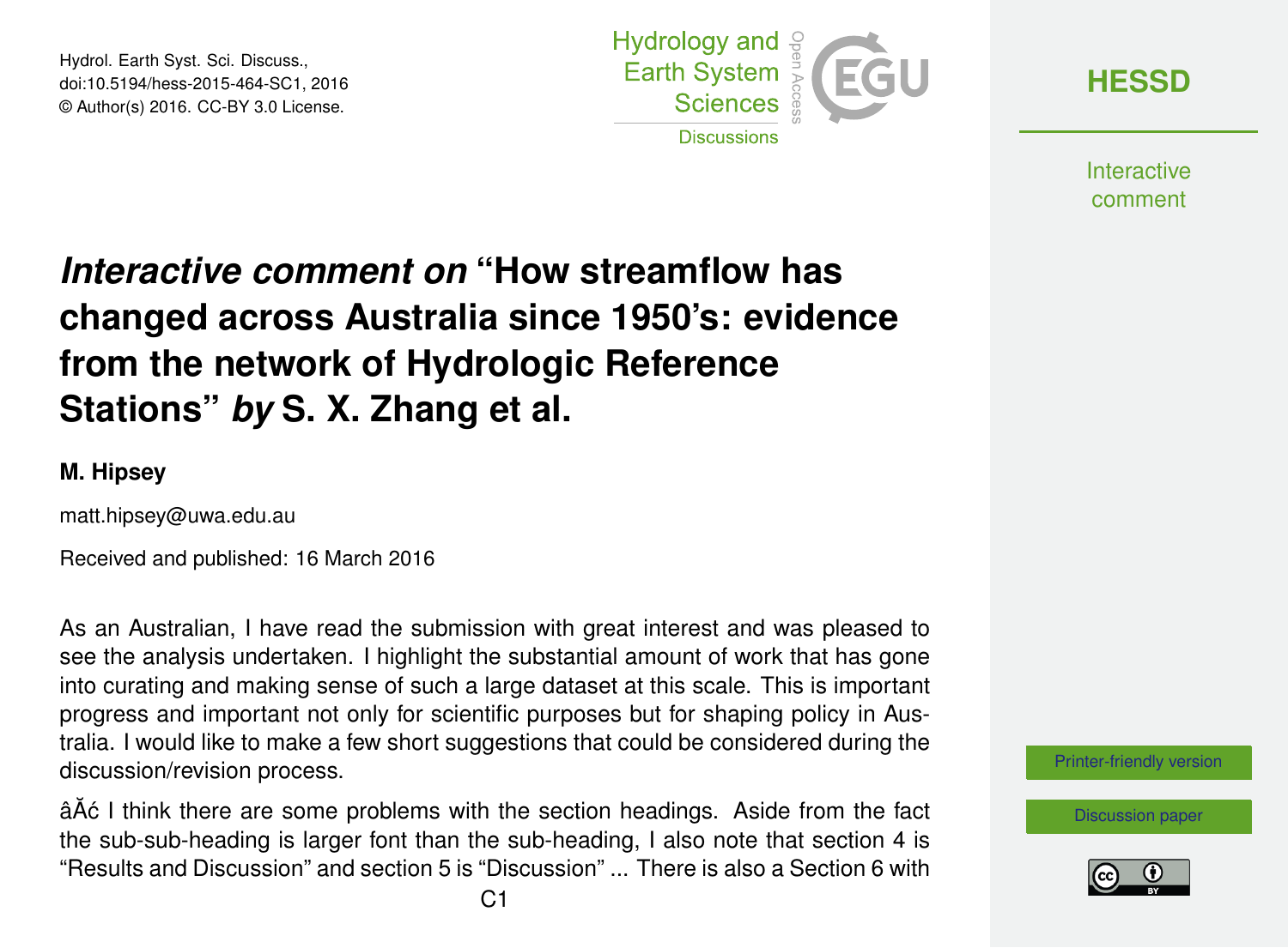# *Interactive comment on* "How streamflow has changed across Australia since 1950's: evidence from the network of Hydrologic Reference Stations" *by* S. X. Zhang et al.

**M. Hipsey**

matt.hipsey@uwa.edu.au

Received and published: 16 March 2016

As an Australian, I have read the submission with great interest and was pleased to see the analysis undertaken. I highlight the substantial amount of work that has gone into curating and making sense of such a large dataset at this scale. This is important progress and important not only for scientific purposes but for shaping policy in Australia. I would like to make a few short suggestions that could be considered during the discussion/revision process.

âĂć I think there are some problems with the section headings. Aside from the fact the sub-sub-heading is larger font than the sub-heading, I also note that section 4 is "Results and Discussion" and section 5 is "Discussion" ... There is also a Section 6 with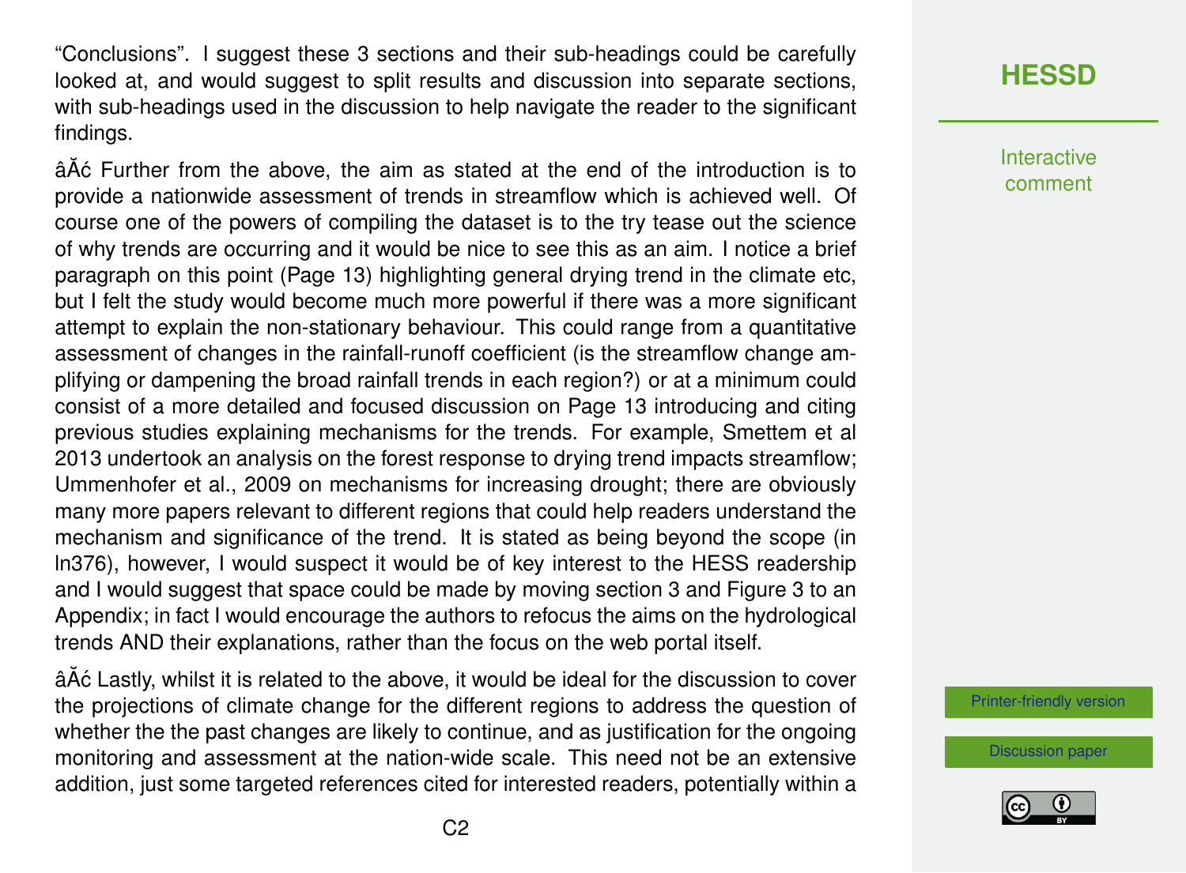"Conclusions". I suggest these 3 sections and their sub-headings could be carefully looked at, and would suggest to split results and discussion into separate sections, with sub-headings used in the discussion to help navigate the reader to the significant findings.

• Further from the above, the aim as stated at the end of the introduction is to provide a nationwide assessment of trends in streamflow which is achieved well. Of course one of the powers of compiling the dataset is to the try tease out the science of why trends are occurring and it would be nice to see this as an aim. I notice a brief paragraph on this point (Page 13) highlighting general drying trend in the climate etc, but I felt the study would become much more powerful if there was a more significant attempt to explain the non-stationary behaviour. This could range from a quantitative assessment of changes in the rainfall-runoff coefficient (is the streamflow change amplifying or dampening the broad rainfall trends in each region?) or at a minimum could consist of a more detailed and focused discussion on Page 13 introducing and citing previous studies explaining mechanisms for the trends. For example, Smettem et al 2013 undertook an analysis on the forest response to drying trend impacts streamflow; Ummenhofer et al., 2009 on mechanisms for increasing drought; there are obviously many more papers relevant to different regions that could help readers understand the mechanism and significance of the trend. It is stated as being beyond the scope (in ln376), however, I would suspect it would be of key interest to the HESS readership and I would suggest that space could be made by moving section 3 and Figure 3 to an Appendix; in fact I would encourage the authors to refocus the aims on the hydrological trends AND their explanations, rather than the focus on the web portal itself.

• Lastly, whilst it is related to the above, it would be ideal for the discussion to cover the projections of climate change for the different regions to address the question of whether the the past changes are likely to continue, and as justification for the ongoing monitoring and assessment at the nation-wide scale. This need not be an extensive addition, just some targeted references cited for interested readers, potentially within a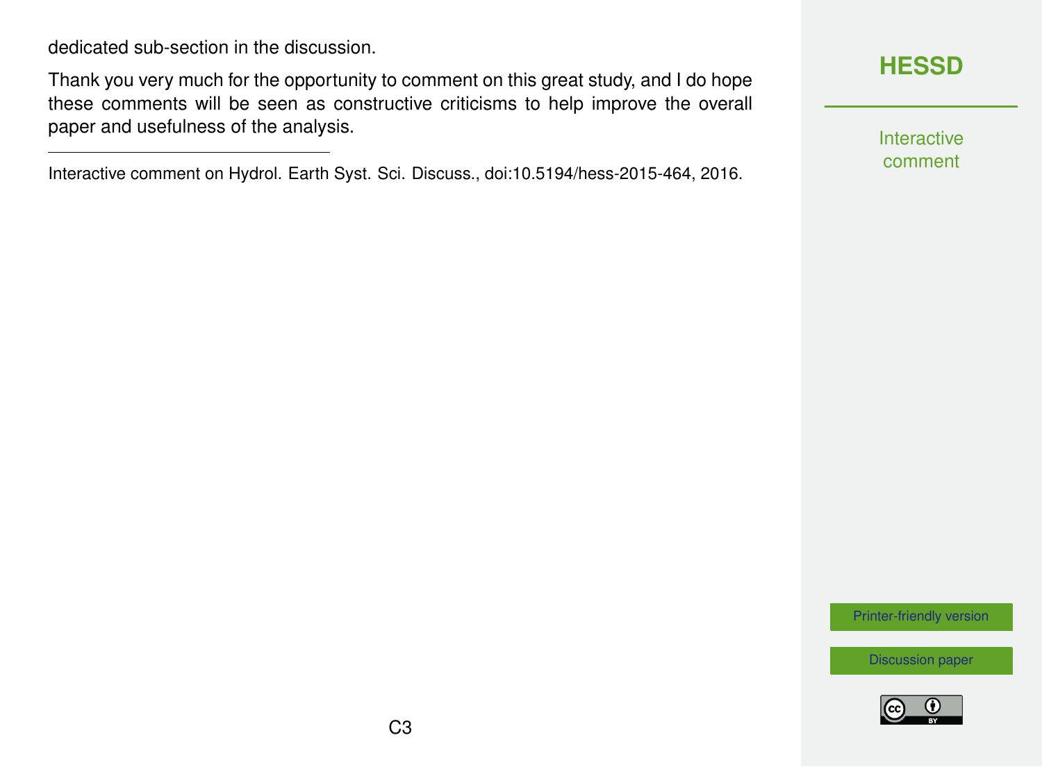dedicated sub-section in the discussion.

Thank you very much for the opportunity to comment on this great study, and I do hope these comments will be seen as constructive criticisms to help improve the overall paper and usefulness of the analysis.

---

Interactive comment on Hydrol. Earth Syst. Sci. Discuss., doi:10.5194/hess-2015-464, 2016.